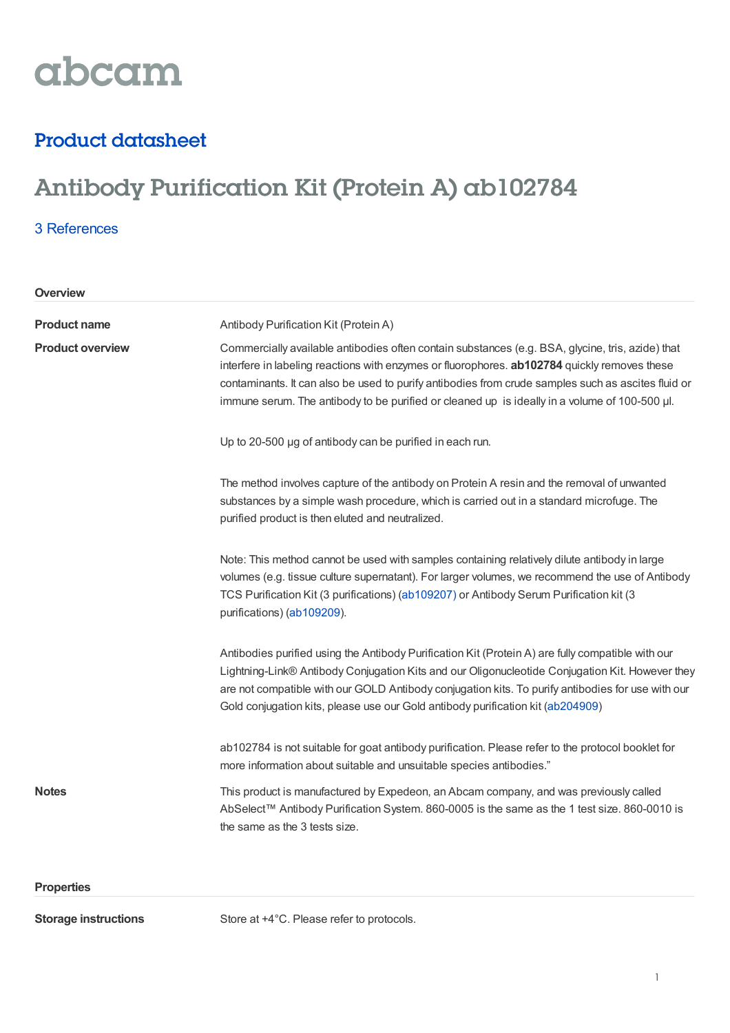abcam

## Product datasheet

# Antibody Purification Kit (Protein A) ab102784

3 References

### Overview

**Product name**

Antibody Purification Kit (Protein A)

**Product overview**

Commercially available antibodies often contain substances (e.g. BSA, glycine, tris, azide) that interfere in labeling reactions with enzymes or fluorophores. **ab102784** quickly removes these contaminants. It can also be used to purify antibodies from crude samples such as ascites fluid or immune serum. The antibody to be purified or cleaned up is ideally in a volume of 100-500 µl.

Up to 20-500 µg of antibody can be purified in each run.

The method involves capture of the antibody on Protein A resin and the removal of unwanted substances by a simple wash procedure, which is carried out in a standard microfuge. The purified product is then eluted and neutralized.

Note: This method cannot be used with samples containing relatively dilute antibody in large volumes (e.g. tissue culture supernatant). For larger volumes, we recommend the use of Antibody TCS Purification Kit (3 purifications) (ab109207) or Antibody Serum Purification kit (3 purifications) (ab109209).

Antibodies purified using the Antibody Purification Kit (Protein A) are fully compatible with our Lightning-Link® Antibody Conjugation Kits and our Oligonucleotide Conjugation Kit. However they are not compatible with our GOLD Antibody conjugation kits. To purify antibodies for use with our Gold conjugation kits, please use our Gold antibody purification kit (ab204909)

ab102784 is not suitable for goat antibody purification. Please refer to the protocol booklet for more information about suitable and unsuitable species antibodies."

**Notes**

This product is manufactured by Expedeon, an Abcam company, and was previously called AbSelect™ Antibody Purification System. 860-0005 is the same as the 1 test size. 860-0010 is the same as the 3 tests size.

### Properties

**Storage instructions**

Store at +4°C. Please refer to protocols.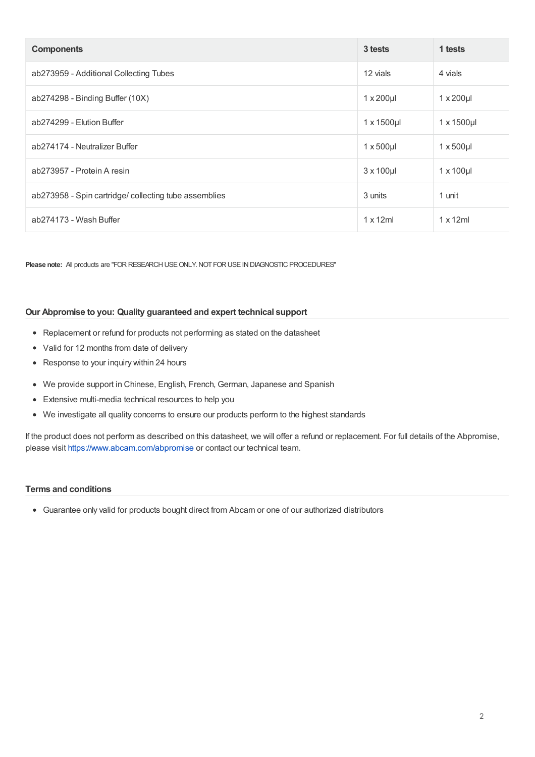| Components | 3 tests | 1 tests |
|---|---|---|
| ab273959 - Additional Collecting Tubes | 12 vials | 4 vials |
| ab274298 - Binding Buffer (10X) | 1 x 200µl | 1 x 200µl |
| ab274299 - Elution Buffer | 1 x 1500µl | 1 x 1500µl |
| ab274174 - Neutralizer Buffer | 1 x 500µl | 1 x 500µl |
| ab273957 - Protein A resin | 3 x 100µl | 1 x 100µl |
| ab273958 - Spin cartridge/ collecting tube assemblies | 3 units | 1 unit |
| ab274173 - Wash Buffer | 1 x 12ml | 1 x 12ml |

**Please note:** All products are "FOR RESEARCH USE ONLY. NOT FOR USE IN DIAGNOSTIC PROCEDURES"

### Our Abpromise to you: Quality guaranteed and expert technical support

- Replacement or refund for products not performing as stated on the datasheet
- Valid for 12 months from date of delivery
- Response to your inquiry within 24 hours

- We provide support in Chinese, English, French, German, Japanese and Spanish
- Extensive multi-media technical resources to help you
- We investigate all quality concerns to ensure our products perform to the highest standards

If the product does not perform as described on this datasheet, we will offer a refund or replacement. For full details of the Abpromise, please visit https://www.abcam.com/abpromise or contact our technical team.

### Terms and conditions

- Guarantee only valid for products bought direct from Abcam or one of our authorized distributors